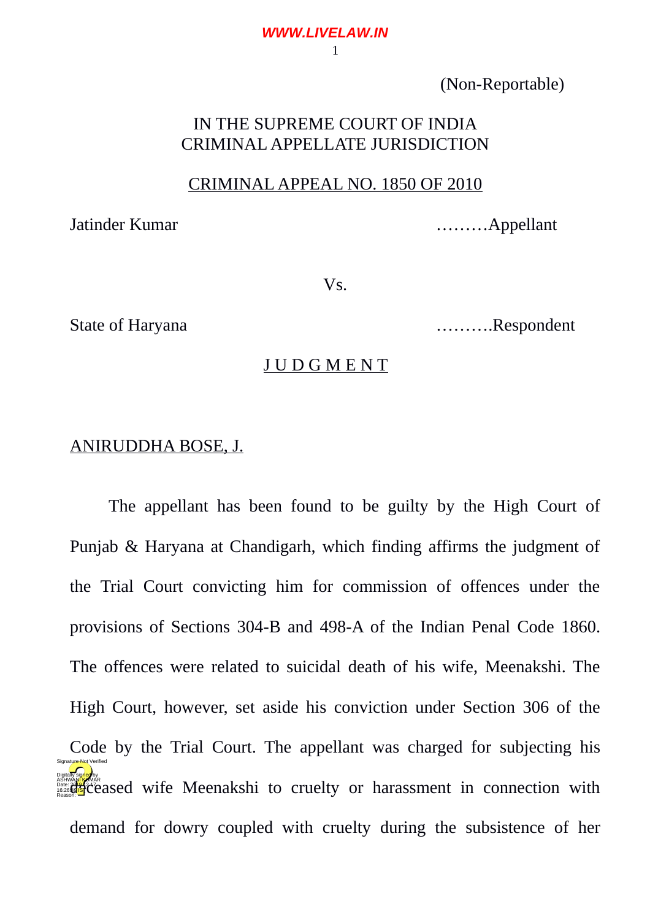(Non-Reportable)

IN THE SUPREME COURT OF INDIA
CRIMINAL APPELLATE JURISDICTION

CRIMINAL APPEAL NO. 1850 OF 2010

Jatinder Kumar ………Appellant

Vs.

State of Haryana ……….Respondent

J U D G M E N T

ANIRUDDHA BOSE, J.

The appellant has been found to be guilty by the High Court of Punjab & Haryana at Chandigarh, which finding affirms the judgment of the Trial Court convicting him for commission of offences under the provisions of Sections 304-B and 498-A of the Indian Penal Code 1860. The offences were related to suicidal death of his wife, Meenakshi. The High Court, however, set aside his conviction under Section 306 of the Code by the Trial Court. The appellant was charged for subjecting his deceased wife Meenakshi to cruelty or harassment in connection with demand for dowry coupled with cruelty during the subsistence of her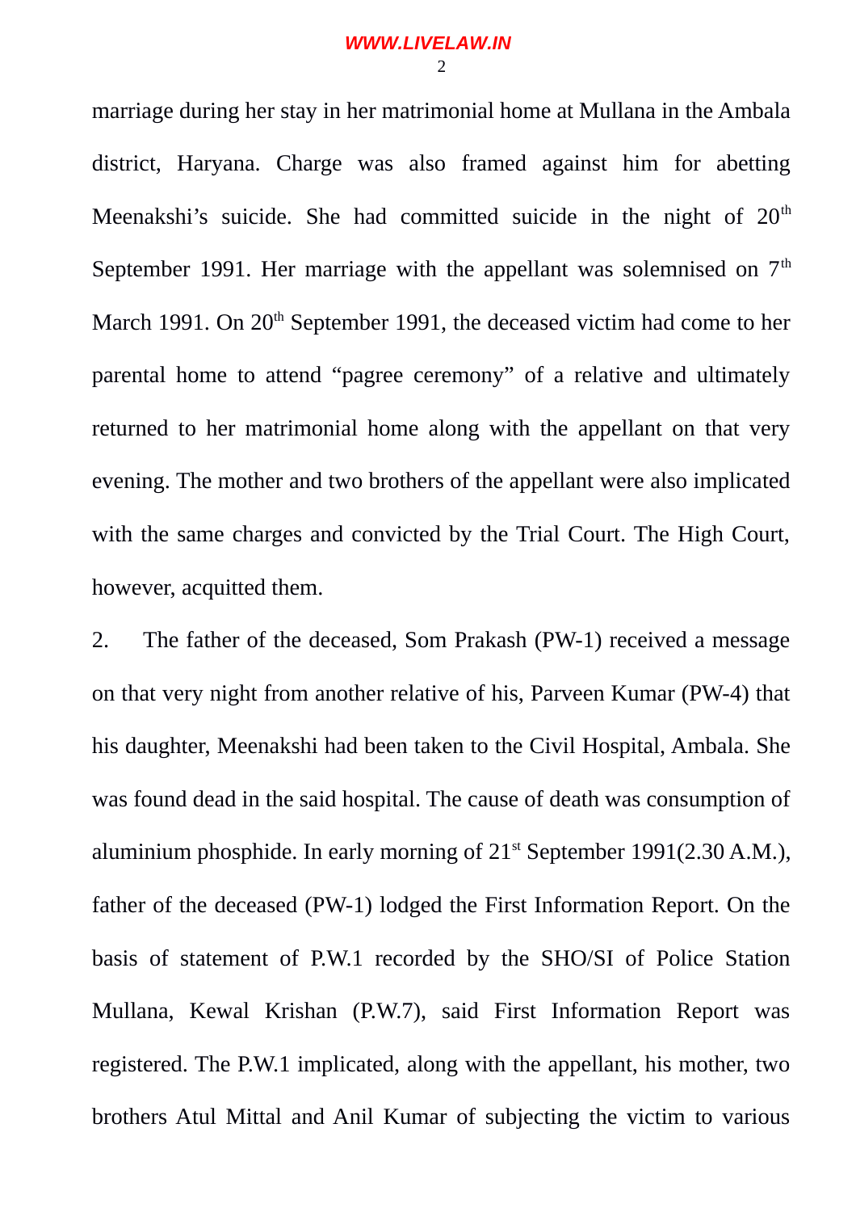marriage during her stay in her matrimonial home at Mullana in the Ambala district, Haryana. Charge was also framed against him for abetting Meenakshi's suicide. She had committed suicide in the night of 20th September 1991. Her marriage with the appellant was solemnised on 7th March 1991. On 20th September 1991, the deceased victim had come to her parental home to attend "pagree ceremony" of a relative and ultimately returned to her matrimonial home along with the appellant on that very evening. The mother and two brothers of the appellant were also implicated with the same charges and convicted by the Trial Court. The High Court, however, acquitted them.

2. The father of the deceased, Som Prakash (PW-1) received a message on that very night from another relative of his, Parveen Kumar (PW-4) that his daughter, Meenakshi had been taken to the Civil Hospital, Ambala. She was found dead in the said hospital. The cause of death was consumption of aluminium phosphide. In early morning of 21st September 1991(2.30 A.M.), father of the deceased (PW-1) lodged the First Information Report. On the basis of statement of P.W.1 recorded by the SHO/SI of Police Station Mullana, Kewal Krishan (P.W.7), said First Information Report was registered. The P.W.1 implicated, along with the appellant, his mother, two brothers Atul Mittal and Anil Kumar of subjecting the victim to various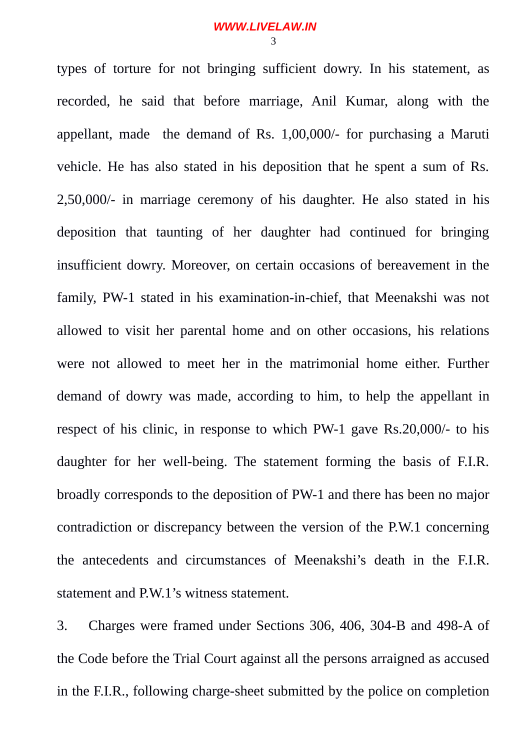types of torture for not bringing sufficient dowry. In his statement, as recorded, he said that before marriage, Anil Kumar, along with the appellant, made the demand of Rs. 1,00,000/- for purchasing a Maruti vehicle. He has also stated in his deposition that he spent a sum of Rs. 2,50,000/- in marriage ceremony of his daughter. He also stated in his deposition that taunting of her daughter had continued for bringing insufficient dowry. Moreover, on certain occasions of bereavement in the family, PW-1 stated in his examination-in-chief, that Meenakshi was not allowed to visit her parental home and on other occasions, his relations were not allowed to meet her in the matrimonial home either. Further demand of dowry was made, according to him, to help the appellant in respect of his clinic, in response to which PW-1 gave Rs.20,000/- to his daughter for her well-being. The statement forming the basis of F.I.R. broadly corresponds to the deposition of PW-1 and there has been no major contradiction or discrepancy between the version of the P.W.1 concerning the antecedents and circumstances of Meenakshi's death in the F.I.R. statement and P.W.1's witness statement.

3. Charges were framed under Sections 306, 406, 304-B and 498-A of the Code before the Trial Court against all the persons arraigned as accused in the F.I.R., following charge-sheet submitted by the police on completion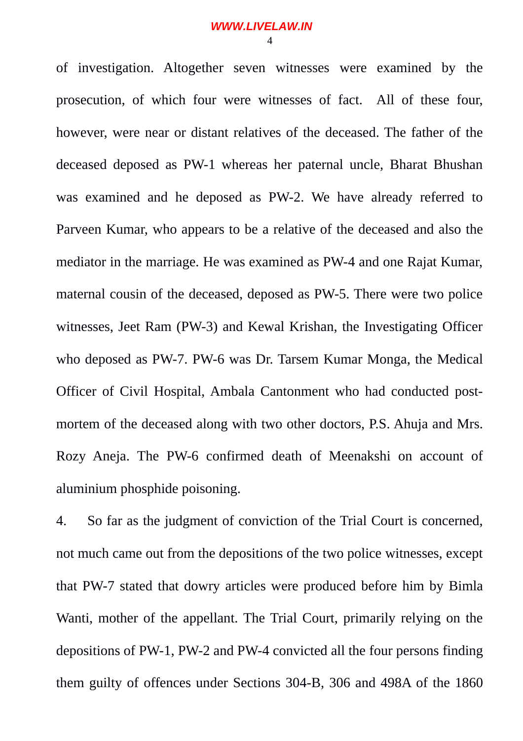of investigation. Altogether seven witnesses were examined by the prosecution, of which four were witnesses of fact. All of these four, however, were near or distant relatives of the deceased. The father of the deceased deposed as PW-1 whereas her paternal uncle, Bharat Bhushan was examined and he deposed as PW-2. We have already referred to Parveen Kumar, who appears to be a relative of the deceased and also the mediator in the marriage. He was examined as PW-4 and one Rajat Kumar, maternal cousin of the deceased, deposed as PW-5. There were two police witnesses, Jeet Ram (PW-3) and Kewal Krishan, the Investigating Officer who deposed as PW-7. PW-6 was Dr. Tarsem Kumar Monga, the Medical Officer of Civil Hospital, Ambala Cantonment who had conducted post-mortem of the deceased along with two other doctors, P.S. Ahuja and Mrs. Rozy Aneja. The PW-6 confirmed death of Meenakshi on account of aluminium phosphide poisoning.

4. So far as the judgment of conviction of the Trial Court is concerned, not much came out from the depositions of the two police witnesses, except that PW-7 stated that dowry articles were produced before him by Bimla Wanti, mother of the appellant. The Trial Court, primarily relying on the depositions of PW-1, PW-2 and PW-4 convicted all the four persons finding them guilty of offences under Sections 304-B, 306 and 498A of the 1860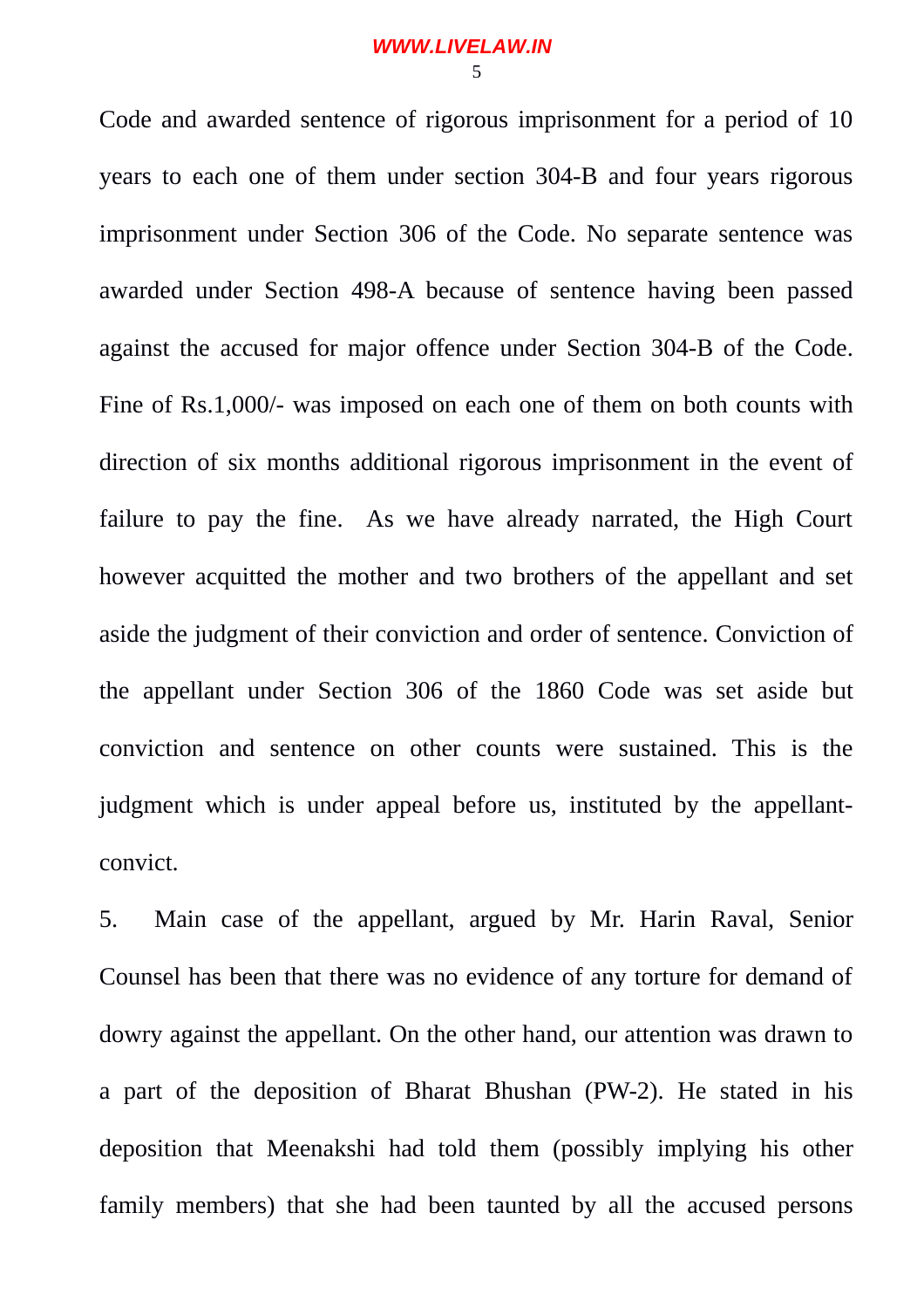Code and awarded sentence of rigorous imprisonment for a period of 10 years to each one of them under section 304-B and four years rigorous imprisonment under Section 306 of the Code. No separate sentence was awarded under Section 498-A because of sentence having been passed against the accused for major offence under Section 304-B of the Code. Fine of Rs.1,000/- was imposed on each one of them on both counts with direction of six months additional rigorous imprisonment in the event of failure to pay the fine. As we have already narrated, the High Court however acquitted the mother and two brothers of the appellant and set aside the judgment of their conviction and order of sentence. Conviction of the appellant under Section 306 of the 1860 Code was set aside but conviction and sentence on other counts were sustained. This is the judgment which is under appeal before us, instituted by the appellant-convict.

5. Main case of the appellant, argued by Mr. Harin Raval, Senior Counsel has been that there was no evidence of any torture for demand of dowry against the appellant. On the other hand, our attention was drawn to a part of the deposition of Bharat Bhushan (PW-2). He stated in his deposition that Meenakshi had told them (possibly implying his other family members) that she had been taunted by all the accused persons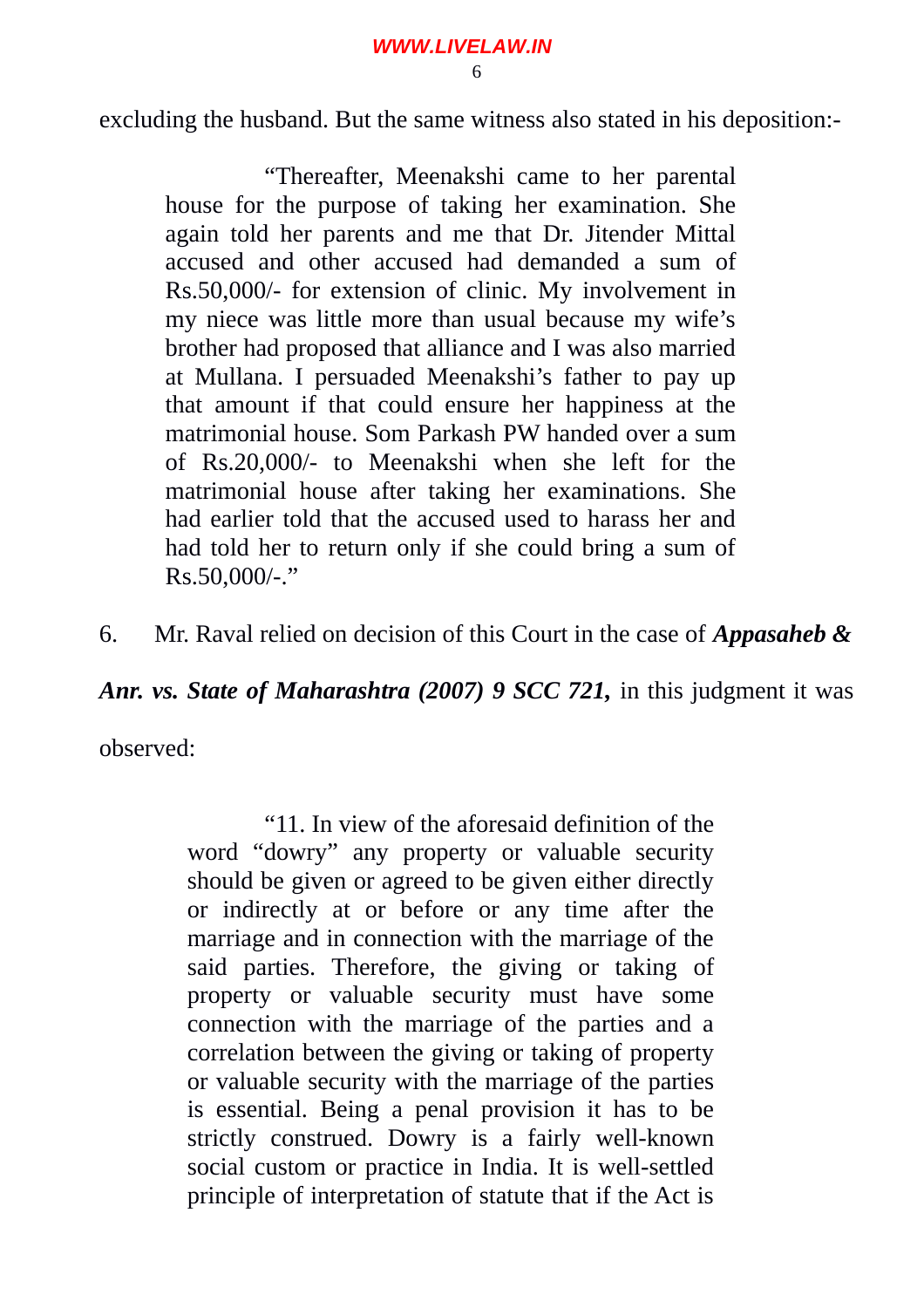excluding the husband. But the same witness also stated in his deposition:-

> "Thereafter, Meenakshi came to her parental house for the purpose of taking her examination. She again told her parents and me that Dr. Jitender Mittal accused and other accused had demanded a sum of Rs.50,000/- for extension of clinic. My involvement in my niece was little more than usual because my wife's brother had proposed that alliance and I was also married at Mullana. I persuaded Meenakshi's father to pay up that amount if that could ensure her happiness at the matrimonial house. Som Parkash PW handed over a sum of Rs.20,000/- to Meenakshi when she left for the matrimonial house after taking her examinations. She had earlier told that the accused used to harass her and had told her to return only if she could bring a sum of Rs.50,000/-."

6. Mr. Raval relied on decision of this Court in the case of ***Appasaheb & Anr. vs. State of Maharashtra (2007) 9 SCC 721,*** in this judgment it was observed:

> "11. In view of the aforesaid definition of the word "dowry" any property or valuable security should be given or agreed to be given either directly or indirectly at or before or any time after the marriage and in connection with the marriage of the said parties. Therefore, the giving or taking of property or valuable security must have some connection with the marriage of the parties and a correlation between the giving or taking of property or valuable security with the marriage of the parties is essential. Being a penal provision it has to be strictly construed. Dowry is a fairly well-known social custom or practice in India. It is well-settled principle of interpretation of statute that if the Act is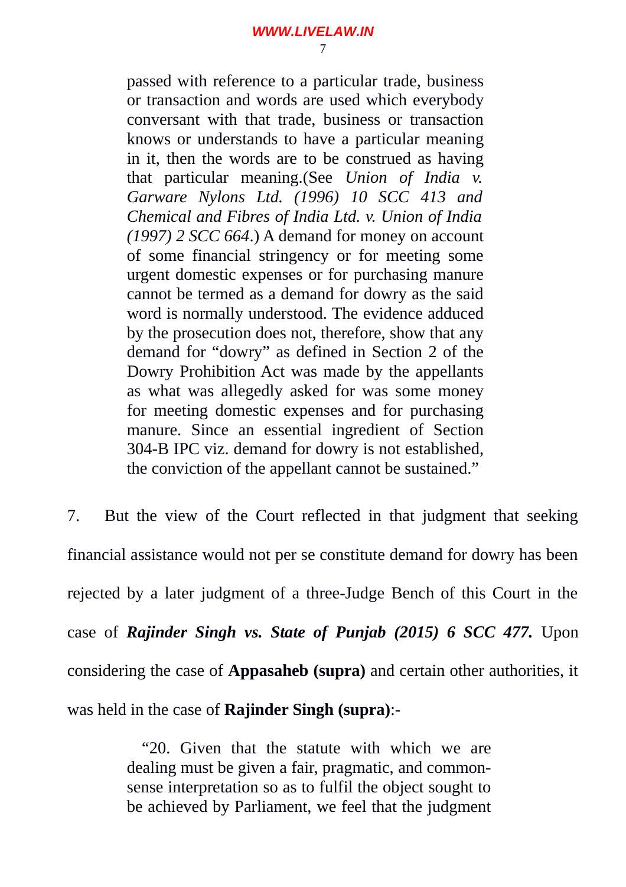> passed with reference to a particular trade, business or transaction and words are used which everybody conversant with that trade, business or transaction knows or understands to have a particular meaning in it, then the words are to be construed as having that particular meaning.(See *Union of India v. Garware Nylons Ltd. (1996) 10 SCC 413 and Chemical and Fibres of India Ltd. v. Union of India (1997) 2 SCC 664*.) A demand for money on account of some financial stringency or for meeting some urgent domestic expenses or for purchasing manure cannot be termed as a demand for dowry as the said word is normally understood. The evidence adduced by the prosecution does not, therefore, show that any demand for "dowry" as defined in Section 2 of the Dowry Prohibition Act was made by the appellants as what was allegedly asked for was some money for meeting domestic expenses and for purchasing manure. Since an essential ingredient of Section 304-B IPC viz. demand for dowry is not established, the conviction of the appellant cannot be sustained."

7. But the view of the Court reflected in that judgment that seeking financial assistance would not per se constitute demand for dowry has been rejected by a later judgment of a three-Judge Bench of this Court in the case of ***Rajinder Singh vs. State of Punjab (2015) 6 SCC 477.*** Upon considering the case of **Appasaheb (supra)** and certain other authorities, it was held in the case of **Rajinder Singh (supra)**:-

> "20. Given that the statute with which we are dealing must be given a fair, pragmatic, and common-sense interpretation so as to fulfil the object sought to be achieved by Parliament, we feel that the judgment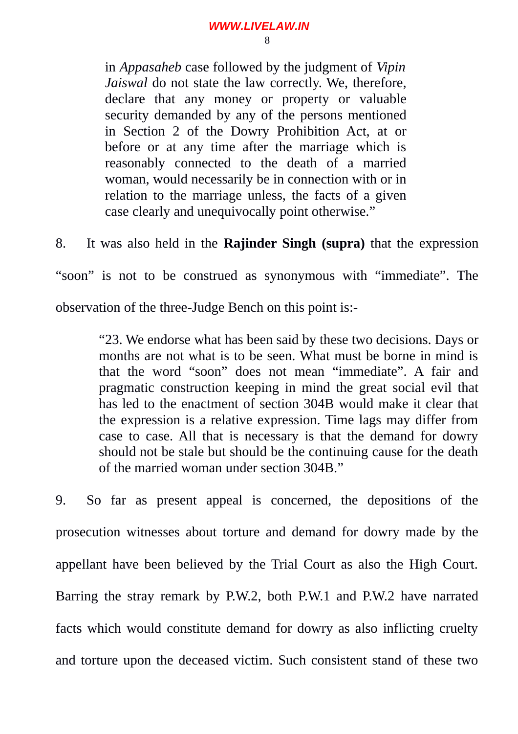> in *Appasaheb* case followed by the judgment of *Vipin Jaiswal* do not state the law correctly. We, therefore, declare that any money or property or valuable security demanded by any of the persons mentioned in Section 2 of the Dowry Prohibition Act, at or before or at any time after the marriage which is reasonably connected to the death of a married woman, would necessarily be in connection with or in relation to the marriage unless, the facts of a given case clearly and unequivocally point otherwise."

8. It was also held in the **Rajinder Singh (supra)** that the expression "soon" is not to be construed as synonymous with "immediate". The observation of the three-Judge Bench on this point is:-

> "23. We endorse what has been said by these two decisions. Days or months are not what is to be seen. What must be borne in mind is that the word "soon" does not mean "immediate". A fair and pragmatic construction keeping in mind the great social evil that has led to the enactment of section 304B would make it clear that the expression is a relative expression. Time lags may differ from case to case. All that is necessary is that the demand for dowry should not be stale but should be the continuing cause for the death of the married woman under section 304B."

9. So far as present appeal is concerned, the depositions of the prosecution witnesses about torture and demand for dowry made by the appellant have been believed by the Trial Court as also the High Court. Barring the stray remark by P.W.2, both P.W.1 and P.W.2 have narrated facts which would constitute demand for dowry as also inflicting cruelty and torture upon the deceased victim. Such consistent stand of these two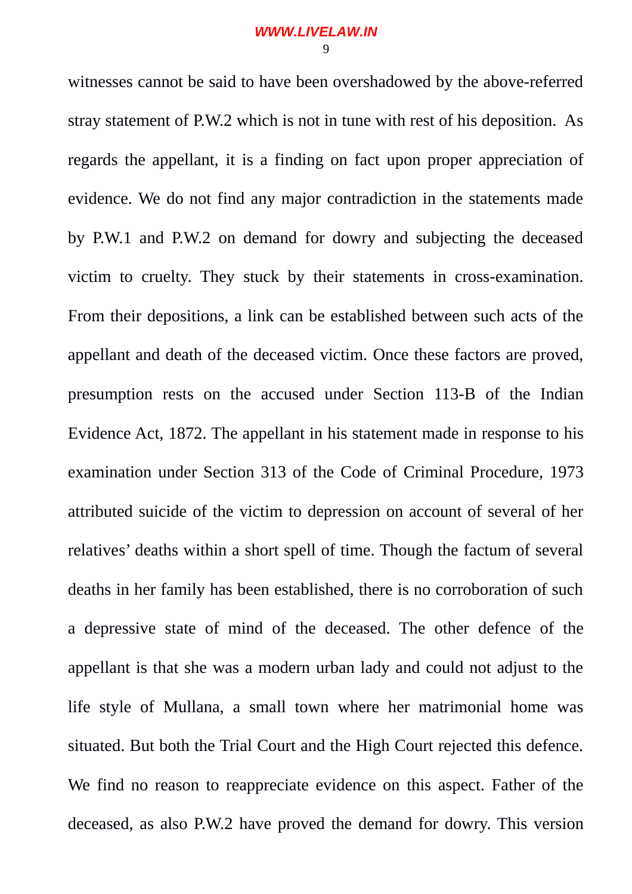witnesses cannot be said to have been overshadowed by the above-referred stray statement of P.W.2 which is not in tune with rest of his deposition. As regards the appellant, it is a finding on fact upon proper appreciation of evidence. We do not find any major contradiction in the statements made by P.W.1 and P.W.2 on demand for dowry and subjecting the deceased victim to cruelty. They stuck by their statements in cross-examination. From their depositions, a link can be established between such acts of the appellant and death of the deceased victim. Once these factors are proved, presumption rests on the accused under Section 113-B of the Indian Evidence Act, 1872. The appellant in his statement made in response to his examination under Section 313 of the Code of Criminal Procedure, 1973 attributed suicide of the victim to depression on account of several of her relatives' deaths within a short spell of time. Though the factum of several deaths in her family has been established, there is no corroboration of such a depressive state of mind of the deceased. The other defence of the appellant is that she was a modern urban lady and could not adjust to the life style of Mullana, a small town where her matrimonial home was situated. But both the Trial Court and the High Court rejected this defence. We find no reason to reappreciate evidence on this aspect. Father of the deceased, as also P.W.2 have proved the demand for dowry. This version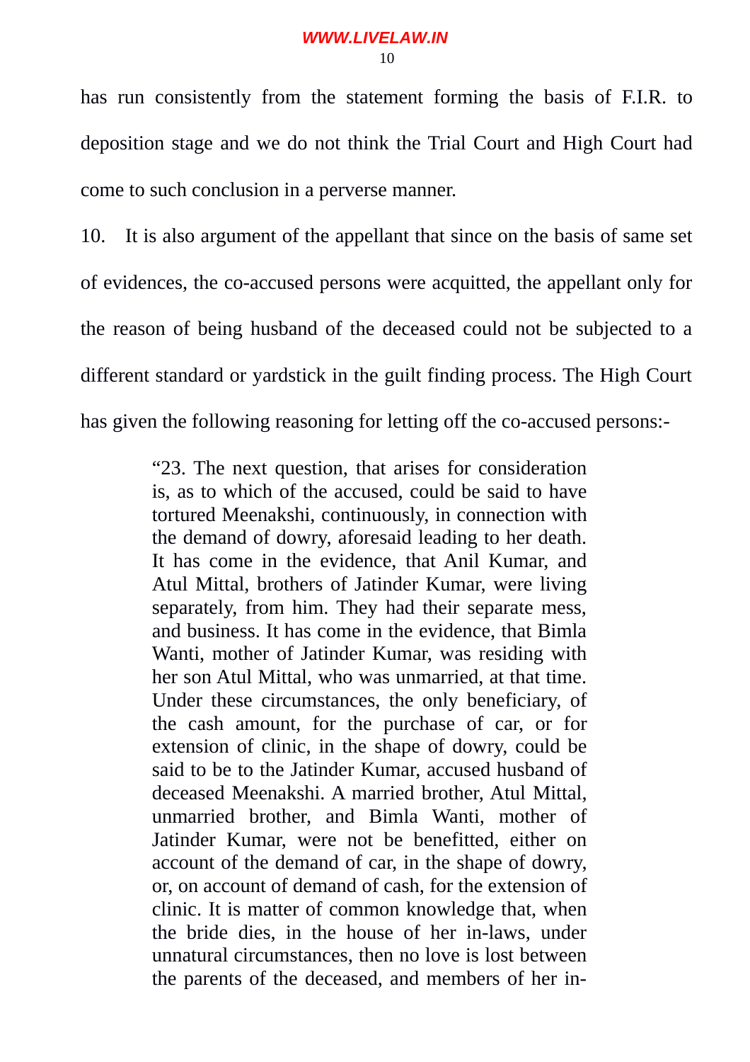has run consistently from the statement forming the basis of F.I.R. to deposition stage and we do not think the Trial Court and High Court had come to such conclusion in a perverse manner.

10. It is also argument of the appellant that since on the basis of same set of evidences, the co-accused persons were acquitted, the appellant only for the reason of being husband of the deceased could not be subjected to a different standard or yardstick in the guilt finding process. The High Court has given the following reasoning for letting off the co-accused persons:-

> "23. The next question, that arises for consideration is, as to which of the accused, could be said to have tortured Meenakshi, continuously, in connection with the demand of dowry, aforesaid leading to her death. It has come in the evidence, that Anil Kumar, and Atul Mittal, brothers of Jatinder Kumar, were living separately, from him. They had their separate mess, and business. It has come in the evidence, that Bimla Wanti, mother of Jatinder Kumar, was residing with her son Atul Mittal, who was unmarried, at that time. Under these circumstances, the only beneficiary, of the cash amount, for the purchase of car, or for extension of clinic, in the shape of dowry, could be said to be to the Jatinder Kumar, accused husband of deceased Meenakshi. A married brother, Atul Mittal, unmarried brother, and Bimla Wanti, mother of Jatinder Kumar, were not be benefitted, either on account of the demand of car, in the shape of dowry, or, on account of demand of cash, for the extension of clinic. It is matter of common knowledge that, when the bride dies, in the house of her in-laws, under unnatural circumstances, then no love is lost between the parents of the deceased, and members of her in-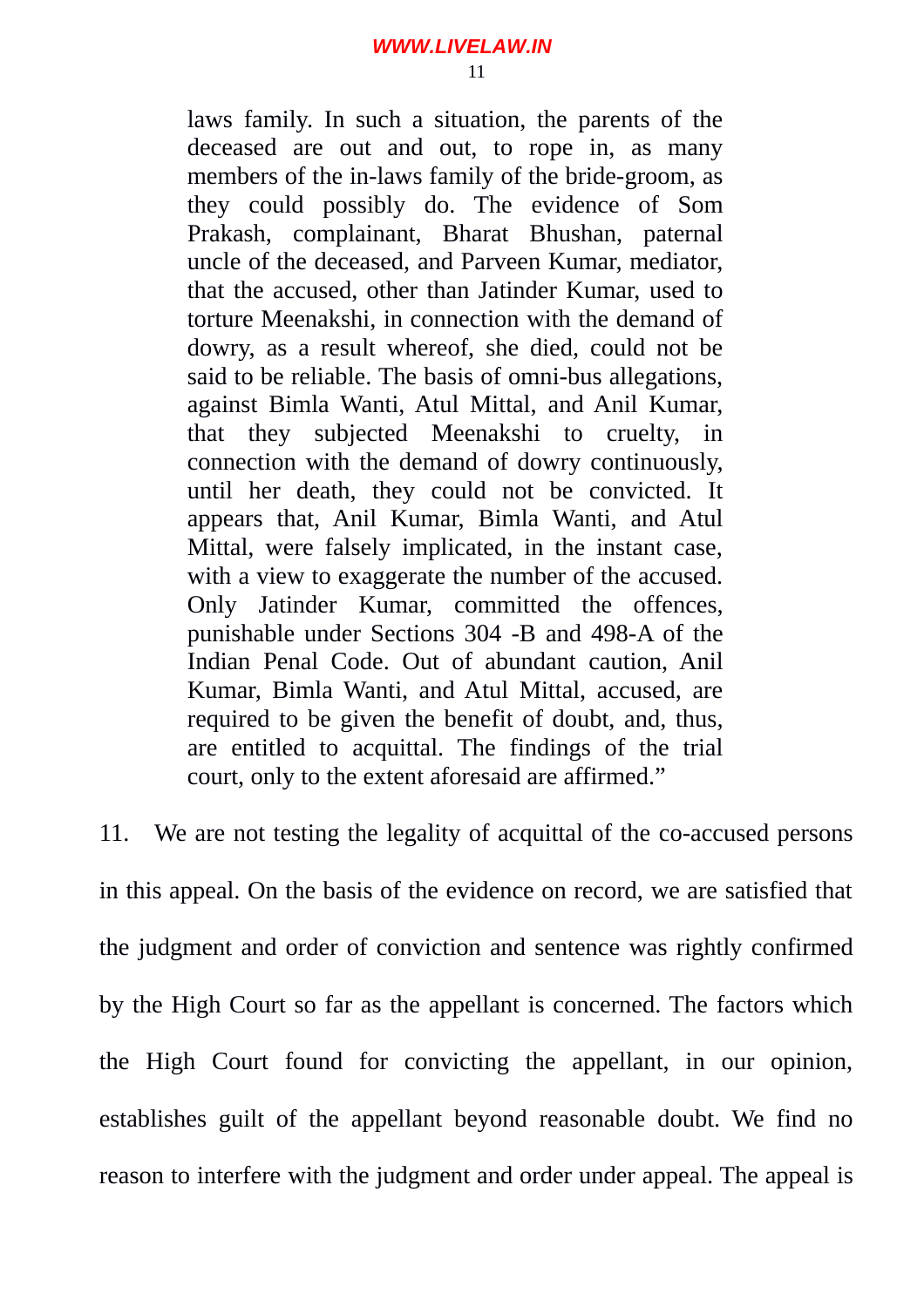> laws family. In such a situation, the parents of the deceased are out and out, to rope in, as many members of the in-laws family of the bride-groom, as they could possibly do. The evidence of Som Prakash, complainant, Bharat Bhushan, paternal uncle of the deceased, and Parveen Kumar, mediator, that the accused, other than Jatinder Kumar, used to torture Meenakshi, in connection with the demand of dowry, as a result whereof, she died, could not be said to be reliable. The basis of omni-bus allegations, against Bimla Wanti, Atul Mittal, and Anil Kumar, that they subjected Meenakshi to cruelty, in connection with the demand of dowry continuously, until her death, they could not be convicted. It appears that, Anil Kumar, Bimla Wanti, and Atul Mittal, were falsely implicated, in the instant case, with a view to exaggerate the number of the accused. Only Jatinder Kumar, committed the offences, punishable under Sections 304 -B and 498-A of the Indian Penal Code. Out of abundant caution, Anil Kumar, Bimla Wanti, and Atul Mittal, accused, are required to be given the benefit of doubt, and, thus, are entitled to acquittal. The findings of the trial court, only to the extent aforesaid are affirmed."

11. We are not testing the legality of acquittal of the co-accused persons in this appeal. On the basis of the evidence on record, we are satisfied that the judgment and order of conviction and sentence was rightly confirmed by the High Court so far as the appellant is concerned. The factors which the High Court found for convicting the appellant, in our opinion, establishes guilt of the appellant beyond reasonable doubt. We find no reason to interfere with the judgment and order under appeal. The appeal is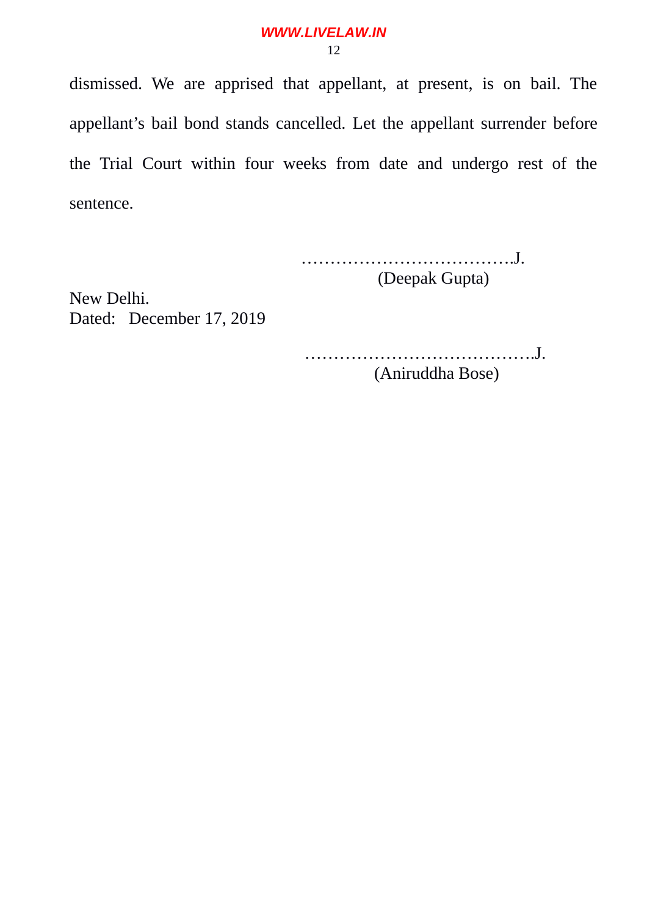dismissed. We are apprised that appellant, at present, is on bail. The appellant's bail bond stands cancelled. Let the appellant surrender before the Trial Court within four weeks from date and undergo rest of the sentence.

……………………………….J.
(Deepak Gupta)

New Delhi.
Dated: December 17, 2019

………………………………….J.
(Aniruddha Bose)